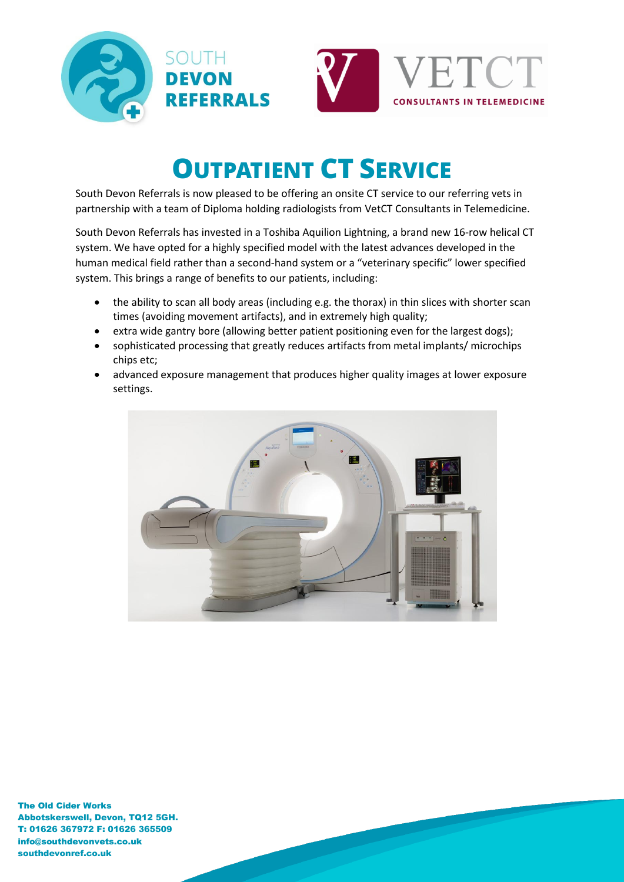SOUTH
DEVON
REFERRALS

VETCT
CONSULTANTS IN TELEMEDICINE

# Outpatient CT Service

South Devon Referrals is now pleased to be offering an onsite CT service to our referring vets in partnership with a team of Diploma holding radiologists from VetCT Consultants in Telemedicine.

South Devon Referrals has invested in a Toshiba Aquilion Lightning, a brand new 16-row helical CT system. We have opted for a highly specified model with the latest advances developed in the human medical field rather than a second-hand system or a "veterinary specific" lower specified system. This brings a range of benefits to our patients, including:

- the ability to scan all body areas (including e.g. the thorax) in thin slices with shorter scan times (avoiding movement artifacts), and in extremely high quality;
- extra wide gantry bore (allowing better patient positioning even for the largest dogs);
- sophisticated processing that greatly reduces artifacts from metal implants/ microchips chips etc;
- advanced exposure management that produces higher quality images at lower exposure settings.

**The Old Cider Works**
**Abbotskerswell, Devon, TQ12 5GH.**
**T: 01626 367972 F: 01626 365509**
**info@southdevonvets.co.uk**
**southdevonref.co.uk**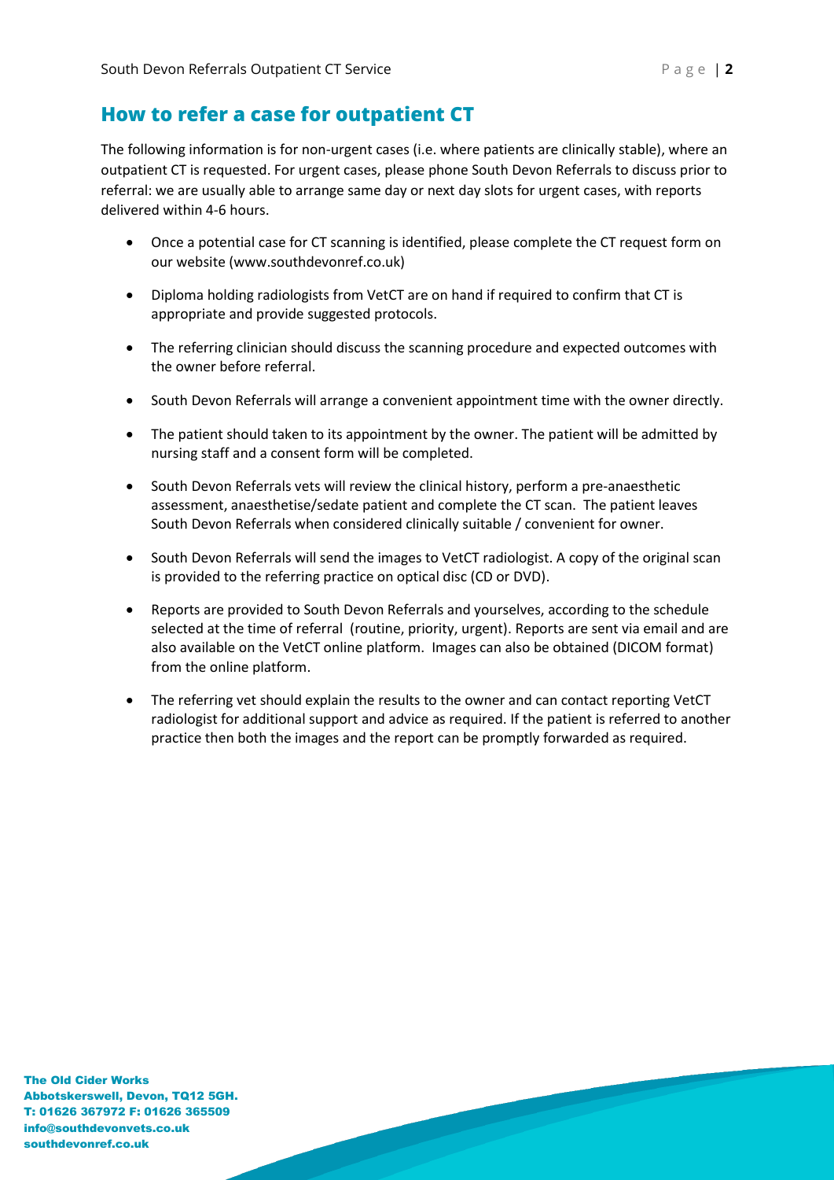## How to refer a case for outpatient CT

The following information is for non-urgent cases (i.e. where patients are clinically stable), where an outpatient CT is requested. For urgent cases, please phone South Devon Referrals to discuss prior to referral: we are usually able to arrange same day or next day slots for urgent cases, with reports delivered within 4-6 hours.

- Once a potential case for CT scanning is identified, please complete the CT request form on our website (www.southdevonref.co.uk)
- Diploma holding radiologists from VetCT are on hand if required to confirm that CT is appropriate and provide suggested protocols.
- The referring clinician should discuss the scanning procedure and expected outcomes with the owner before referral.
- South Devon Referrals will arrange a convenient appointment time with the owner directly.
- The patient should taken to its appointment by the owner. The patient will be admitted by nursing staff and a consent form will be completed.
- South Devon Referrals vets will review the clinical history, perform a pre-anaesthetic assessment, anaesthetise/sedate patient and complete the CT scan. The patient leaves South Devon Referrals when considered clinically suitable / convenient for owner.
- South Devon Referrals will send the images to VetCT radiologist. A copy of the original scan is provided to the referring practice on optical disc (CD or DVD).
- Reports are provided to South Devon Referrals and yourselves, according to the schedule selected at the time of referral (routine, priority, urgent). Reports are sent via email and are also available on the VetCT online platform. Images can also be obtained (DICOM format) from the online platform.
- The referring vet should explain the results to the owner and can contact reporting VetCT radiologist for additional support and advice as required. If the patient is referred to another practice then both the images and the report can be promptly forwarded as required.

**The Old Cider Works**
**Abbotskerswell, Devon, TQ12 5GH.**
**T: 01626 367972 F: 01626 365509**
**info@southdevonvets.co.uk**
**southdevonref.co.uk**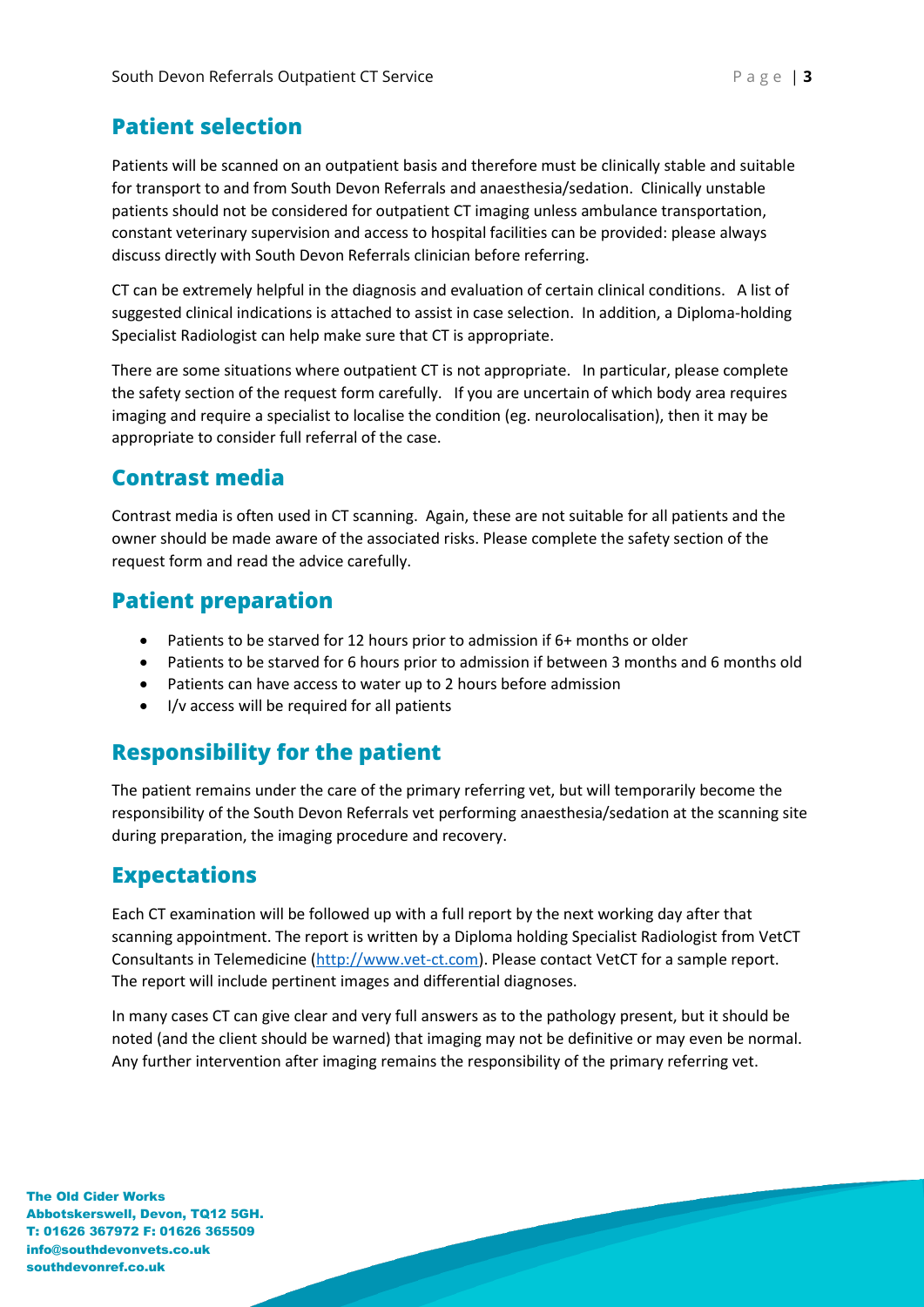## Patient selection

Patients will be scanned on an outpatient basis and therefore must be clinically stable and suitable for transport to and from South Devon Referrals and anaesthesia/sedation. Clinically unstable patients should not be considered for outpatient CT imaging unless ambulance transportation, constant veterinary supervision and access to hospital facilities can be provided: please always discuss directly with South Devon Referrals clinician before referring.

CT can be extremely helpful in the diagnosis and evaluation of certain clinical conditions. A list of suggested clinical indications is attached to assist in case selection. In addition, a Diploma-holding Specialist Radiologist can help make sure that CT is appropriate.

There are some situations where outpatient CT is not appropriate. In particular, please complete the safety section of the request form carefully. If you are uncertain of which body area requires imaging and require a specialist to localise the condition (eg. neurolocalisation), then it may be appropriate to consider full referral of the case.

## Contrast media

Contrast media is often used in CT scanning. Again, these are not suitable for all patients and the owner should be made aware of the associated risks. Please complete the safety section of the request form and read the advice carefully.

## Patient preparation

- Patients to be starved for 12 hours prior to admission if 6+ months or older
- Patients to be starved for 6 hours prior to admission if between 3 months and 6 months old
- Patients can have access to water up to 2 hours before admission
- I/v access will be required for all patients

## Responsibility for the patient

The patient remains under the care of the primary referring vet, but will temporarily become the responsibility of the South Devon Referrals vet performing anaesthesia/sedation at the scanning site during preparation, the imaging procedure and recovery.

## Expectations

Each CT examination will be followed up with a full report by the next working day after that scanning appointment. The report is written by a Diploma holding Specialist Radiologist from VetCT Consultants in Telemedicine (http://www.vet-ct.com). Please contact VetCT for a sample report. The report will include pertinent images and differential diagnoses.

In many cases CT can give clear and very full answers as to the pathology present, but it should be noted (and the client should be warned) that imaging may not be definitive or may even be normal. Any further intervention after imaging remains the responsibility of the primary referring vet.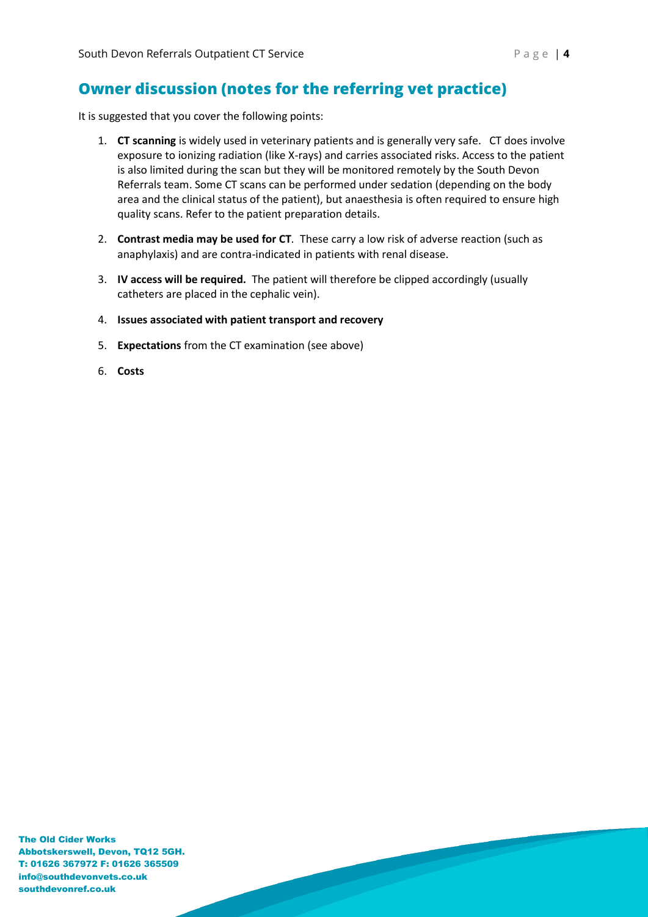## Owner discussion (notes for the referring vet practice)

It is suggested that you cover the following points:

1. **CT scanning** is widely used in veterinary patients and is generally very safe. CT does involve exposure to ionizing radiation (like X-rays) and carries associated risks. Access to the patient is also limited during the scan but they will be monitored remotely by the South Devon Referrals team. Some CT scans can be performed under sedation (depending on the body area and the clinical status of the patient), but anaesthesia is often required to ensure high quality scans. Refer to the patient preparation details.
2. **Contrast media may be used for CT**. These carry a low risk of adverse reaction (such as anaphylaxis) and are contra-indicated in patients with renal disease.
3. **IV access will be required.** The patient will therefore be clipped accordingly (usually catheters are placed in the cephalic vein).
4. **Issues associated with patient transport and recovery**
5. **Expectations** from the CT examination (see above)
6. **Costs**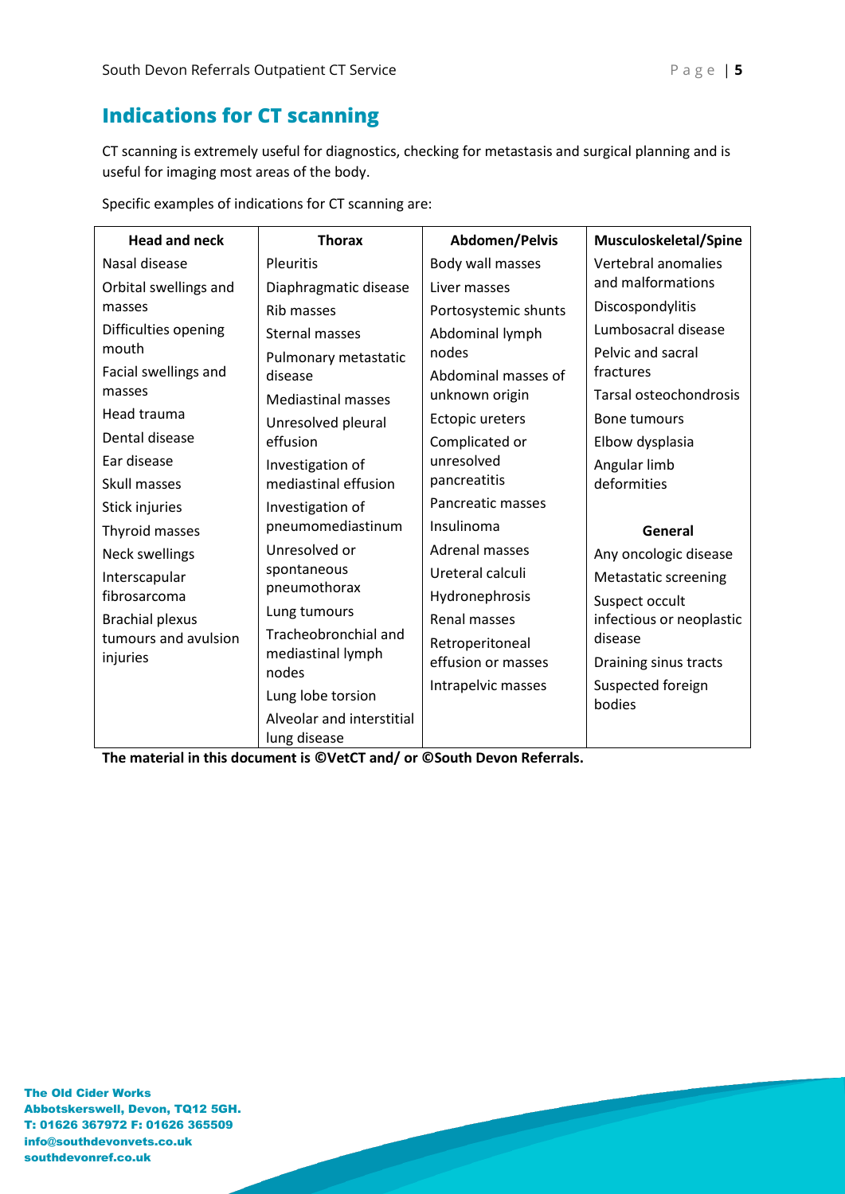## Indications for CT scanning

CT scanning is extremely useful for diagnostics, checking for metastasis and surgical planning and is useful for imaging most areas of the body.

Specific examples of indications for CT scanning are:

| Head and neck | Thorax | Abdomen/Pelvis | Musculoskeletal/Spine |
|---|---|---|---|
| Nasal disease | Pleuritis | Body wall masses | Vertebral anomalies and malformations |
| Orbital swellings and masses | Diaphragmatic disease | Liver masses | Discospondylitis |
| Difficulties opening mouth | Rib masses | Portosystemic shunts | Lumbosacral disease |
| Facial swellings and masses | Sternal masses | Abdominal lymph nodes | Pelvic and sacral fractures |
| Head trauma | Pulmonary metastatic disease | Abdominal masses of unknown origin | Tarsal osteochondrosis |
| Dental disease | Mediastinal masses | Ectopic ureters | Bone tumours |
| Ear disease | Unresolved pleural effusion | Complicated or unresolved pancreatitis | Elbow dysplasia |
| Skull masses | Investigation of mediastinal effusion | Pancreatic masses | Angular limb deformities |
| Stick injuries | Investigation of pneumomediastinum | Insulinoma | **General** |
| Thyroid masses | Unresolved or spontaneous pneumothorax | Adrenal masses | Any oncologic disease |
| Neck swellings | Lung tumours | Ureteral calculi | Metastatic screening |
| Interscapular fibrosarcoma | Tracheobronchial and mediastinal lymph nodes | Hydronephrosis | Suspect occult infectious or neoplastic disease |
| Brachial plexus tumours and avulsion injuries | Lung lobe torsion | Renal masses | Draining sinus tracts |
| | Alveolar and interstitial lung disease | Retroperitoneal effusion or masses | Suspected foreign bodies |
| | | Intrapelvic masses | |

**The material in this document is ©VetCT and/ or ©South Devon Referrals.**

**The Old Cider Works**
**Abbotskerswell, Devon, TQ12 5GH.**
**T: 01626 367972 F: 01626 365509**
**info@southdevonvets.co.uk**
**southdevonref.co.uk**